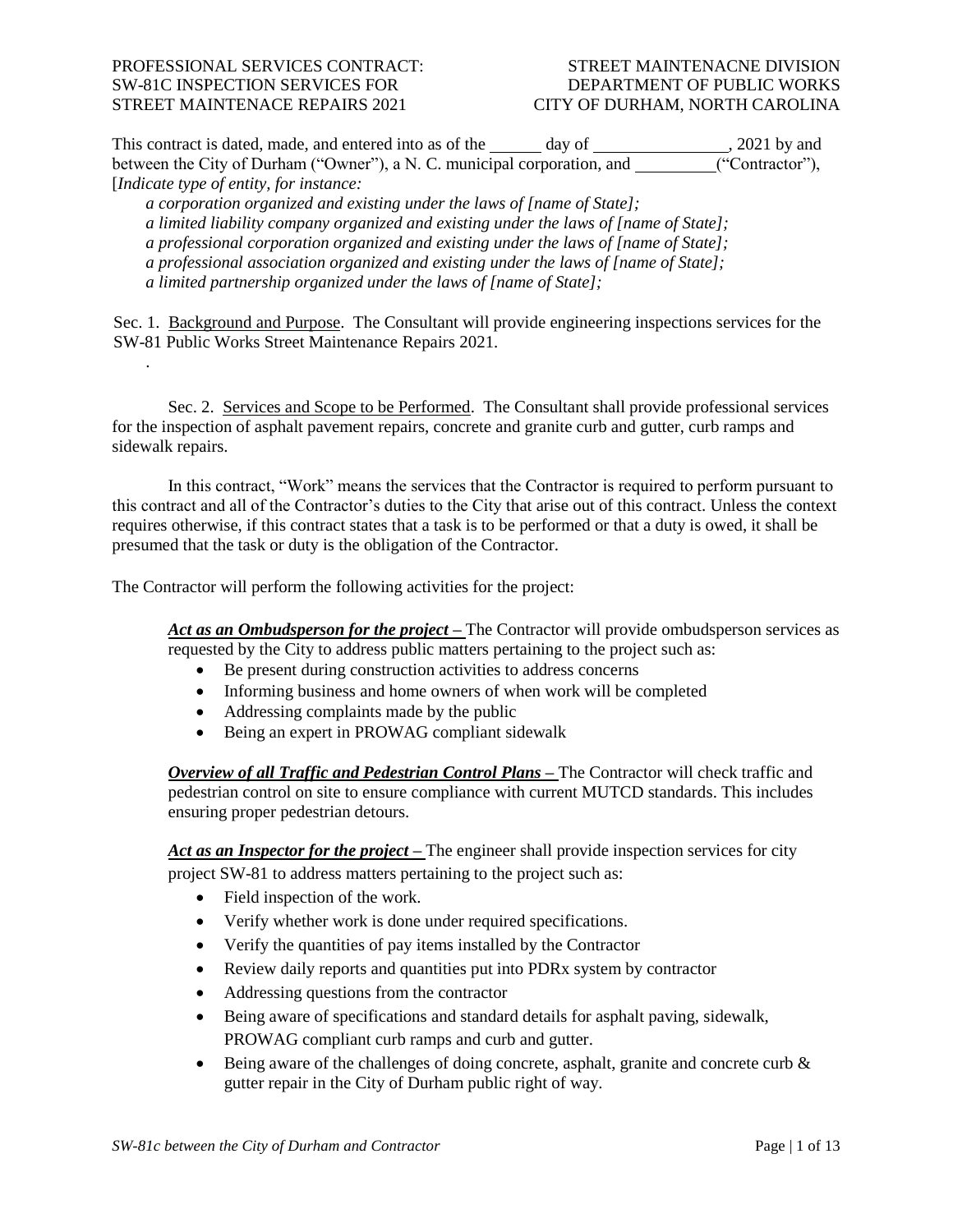PROFESSIONAL SERVICES CONTRACT: SW-81C INSPECTION SERVICES FOR STREET MAINTENACE REPAIRS 2021

STREET MAINTENACNE DIVISION
DEPARTMENT OF PUBLIC WORKS
CITY OF DURHAM, NORTH CAROLINA

This contract is dated, made, and entered into as of the ______ day of ________________, 2021 by and between the City of Durham ("Owner"), a N. C. municipal corporation, and __________("Contractor"), [*Indicate type of entity, for instance:*

*a corporation organized and existing under the laws of [name of State];*
*a limited liability company organized and existing under the laws of [name of State];*
*a professional corporation organized and existing under the laws of [name of State];*
*a professional association organized and existing under the laws of [name of State];*
*a limited partnership organized under the laws of [name of State];*

Sec. 1. Background and Purpose. The Consultant will provide engineering inspections services for the SW-81 Public Works Street Maintenance Repairs 2021.

.

Sec. 2. Services and Scope to be Performed. The Consultant shall provide professional services for the inspection of asphalt pavement repairs, concrete and granite curb and gutter, curb ramps and sidewalk repairs.

In this contract, "Work" means the services that the Contractor is required to perform pursuant to this contract and all of the Contractor's duties to the City that arise out of this contract. Unless the context requires otherwise, if this contract states that a task is to be performed or that a duty is owed, it shall be presumed that the task or duty is the obligation of the Contractor.

The Contractor will perform the following activities for the project:

***Act as an Ombudsperson for the project –*** The Contractor will provide ombudsperson services as requested by the City to address public matters pertaining to the project such as:

- Be present during construction activities to address concerns
- Informing business and home owners of when work will be completed
- Addressing complaints made by the public
- Being an expert in PROWAG compliant sidewalk

***Overview of all Traffic and Pedestrian Control Plans –*** The Contractor will check traffic and pedestrian control on site to ensure compliance with current MUTCD standards. This includes ensuring proper pedestrian detours.

***Act as an Inspector for the project –*** The engineer shall provide inspection services for city project SW-81 to address matters pertaining to the project such as:

- Field inspection of the work.
- Verify whether work is done under required specifications.
- Verify the quantities of pay items installed by the Contractor
- Review daily reports and quantities put into PDRx system by contractor
- Addressing questions from the contractor
- Being aware of specifications and standard details for asphalt paving, sidewalk, PROWAG compliant curb ramps and curb and gutter.
- Being aware of the challenges of doing concrete, asphalt, granite and concrete curb & gutter repair in the City of Durham public right of way.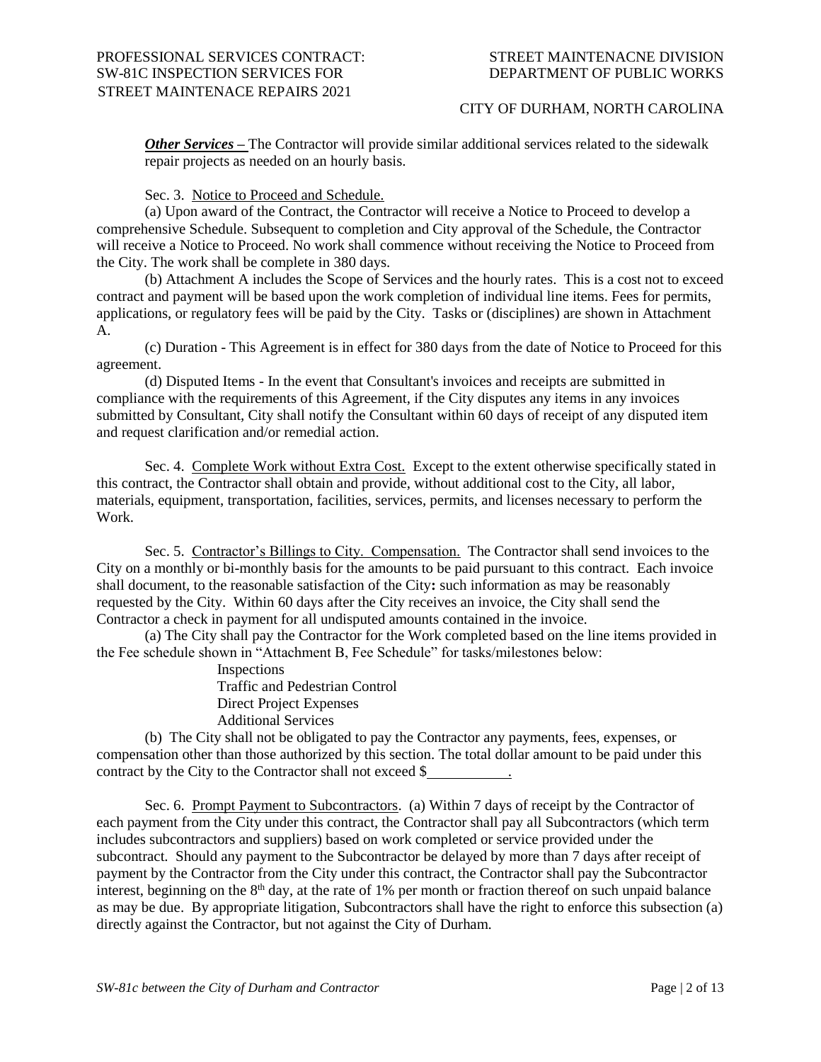***Other Services –*** The Contractor will provide similar additional services related to the sidewalk repair projects as needed on an hourly basis.

Sec. 3. Notice to Proceed and Schedule.

(a) Upon award of the Contract, the Contractor will receive a Notice to Proceed to develop a comprehensive Schedule. Subsequent to completion and City approval of the Schedule, the Contractor will receive a Notice to Proceed. No work shall commence without receiving the Notice to Proceed from the City. The work shall be complete in 380 days.

(b) Attachment A includes the Scope of Services and the hourly rates. This is a cost not to exceed contract and payment will be based upon the work completion of individual line items. Fees for permits, applications, or regulatory fees will be paid by the City. Tasks or (disciplines) are shown in Attachment A.

(c) Duration - This Agreement is in effect for 380 days from the date of Notice to Proceed for this agreement.

(d) Disputed Items - In the event that Consultant's invoices and receipts are submitted in compliance with the requirements of this Agreement, if the City disputes any items in any invoices submitted by Consultant, City shall notify the Consultant within 60 days of receipt of any disputed item and request clarification and/or remedial action.

Sec. 4. Complete Work without Extra Cost. Except to the extent otherwise specifically stated in this contract, the Contractor shall obtain and provide, without additional cost to the City, all labor, materials, equipment, transportation, facilities, services, permits, and licenses necessary to perform the Work.

Sec. 5. Contractor's Billings to City. Compensation. The Contractor shall send invoices to the City on a monthly or bi-monthly basis for the amounts to be paid pursuant to this contract. Each invoice shall document, to the reasonable satisfaction of the City**:** such information as may be reasonably requested by the City. Within 60 days after the City receives an invoice, the City shall send the Contractor a check in payment for all undisputed amounts contained in the invoice.

(a) The City shall pay the Contractor for the Work completed based on the line items provided in the Fee schedule shown in "Attachment B, Fee Schedule" for tasks/milestones below:

Inspections
Traffic and Pedestrian Control
Direct Project Expenses
Additional Services

(b) The City shall not be obligated to pay the Contractor any payments, fees, expenses, or compensation other than those authorized by this section. The total dollar amount to be paid under this contract by the City to the Contractor shall not exceed $__________.

Sec. 6. Prompt Payment to Subcontractors. (a) Within 7 days of receipt by the Contractor of each payment from the City under this contract, the Contractor shall pay all Subcontractors (which term includes subcontractors and suppliers) based on work completed or service provided under the subcontract. Should any payment to the Subcontractor be delayed by more than 7 days after receipt of payment by the Contractor from the City under this contract, the Contractor shall pay the Subcontractor interest, beginning on the 8th day, at the rate of 1% per month or fraction thereof on such unpaid balance as may be due. By appropriate litigation, Subcontractors shall have the right to enforce this subsection (a) directly against the Contractor, but not against the City of Durham.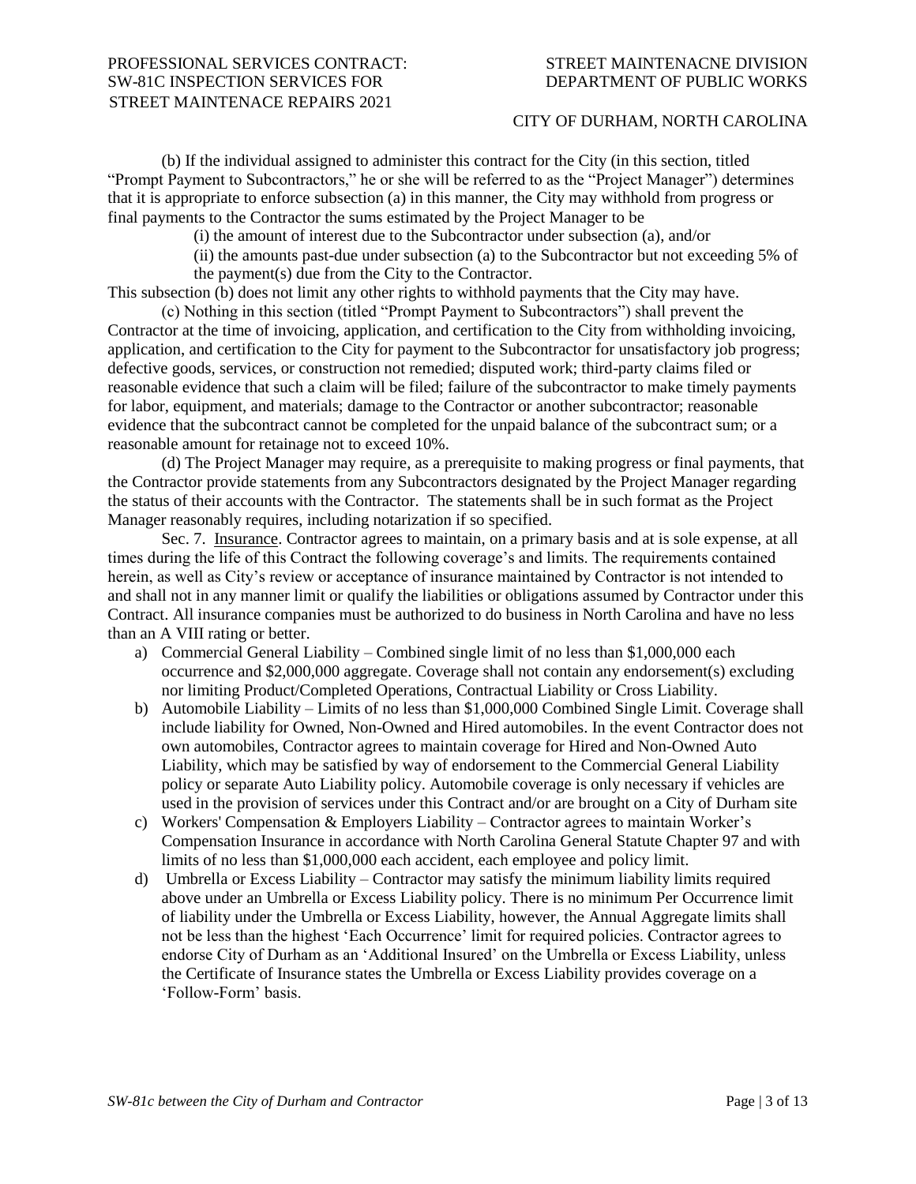(b) If the individual assigned to administer this contract for the City (in this section, titled "Prompt Payment to Subcontractors," he or she will be referred to as the "Project Manager") determines that it is appropriate to enforce subsection (a) in this manner, the City may withhold from progress or final payments to the Contractor the sums estimated by the Project Manager to be

(i) the amount of interest due to the Subcontractor under subsection (a), and/or

(ii) the amounts past-due under subsection (a) to the Subcontractor but not exceeding 5% of the payment(s) due from the City to the Contractor.

This subsection (b) does not limit any other rights to withhold payments that the City may have.

(c) Nothing in this section (titled "Prompt Payment to Subcontractors") shall prevent the Contractor at the time of invoicing, application, and certification to the City from withholding invoicing, application, and certification to the City for payment to the Subcontractor for unsatisfactory job progress; defective goods, services, or construction not remedied; disputed work; third-party claims filed or reasonable evidence that such a claim will be filed; failure of the subcontractor to make timely payments for labor, equipment, and materials; damage to the Contractor or another subcontractor; reasonable evidence that the subcontract cannot be completed for the unpaid balance of the subcontract sum; or a reasonable amount for retainage not to exceed 10%.

(d) The Project Manager may require, as a prerequisite to making progress or final payments, that the Contractor provide statements from any Subcontractors designated by the Project Manager regarding the status of their accounts with the Contractor. The statements shall be in such format as the Project Manager reasonably requires, including notarization if so specified.

Sec. 7. Insurance. Contractor agrees to maintain, on a primary basis and at is sole expense, at all times during the life of this Contract the following coverage's and limits. The requirements contained herein, as well as City's review or acceptance of insurance maintained by Contractor is not intended to and shall not in any manner limit or qualify the liabilities or obligations assumed by Contractor under this Contract. All insurance companies must be authorized to do business in North Carolina and have no less than an A VIII rating or better.

a) Commercial General Liability – Combined single limit of no less than $1,000,000 each occurrence and $2,000,000 aggregate. Coverage shall not contain any endorsement(s) excluding nor limiting Product/Completed Operations, Contractual Liability or Cross Liability.
b) Automobile Liability – Limits of no less than $1,000,000 Combined Single Limit. Coverage shall include liability for Owned, Non-Owned and Hired automobiles. In the event Contractor does not own automobiles, Contractor agrees to maintain coverage for Hired and Non-Owned Auto Liability, which may be satisfied by way of endorsement to the Commercial General Liability policy or separate Auto Liability policy. Automobile coverage is only necessary if vehicles are used in the provision of services under this Contract and/or are brought on a City of Durham site
c) Workers' Compensation & Employers Liability – Contractor agrees to maintain Worker's Compensation Insurance in accordance with North Carolina General Statute Chapter 97 and with limits of no less than $1,000,000 each accident, each employee and policy limit.
d) Umbrella or Excess Liability – Contractor may satisfy the minimum liability limits required above under an Umbrella or Excess Liability policy. There is no minimum Per Occurrence limit of liability under the Umbrella or Excess Liability, however, the Annual Aggregate limits shall not be less than the highest 'Each Occurrence' limit for required policies. Contractor agrees to endorse City of Durham as an 'Additional Insured' on the Umbrella or Excess Liability, unless the Certificate of Insurance states the Umbrella or Excess Liability provides coverage on a 'Follow-Form' basis.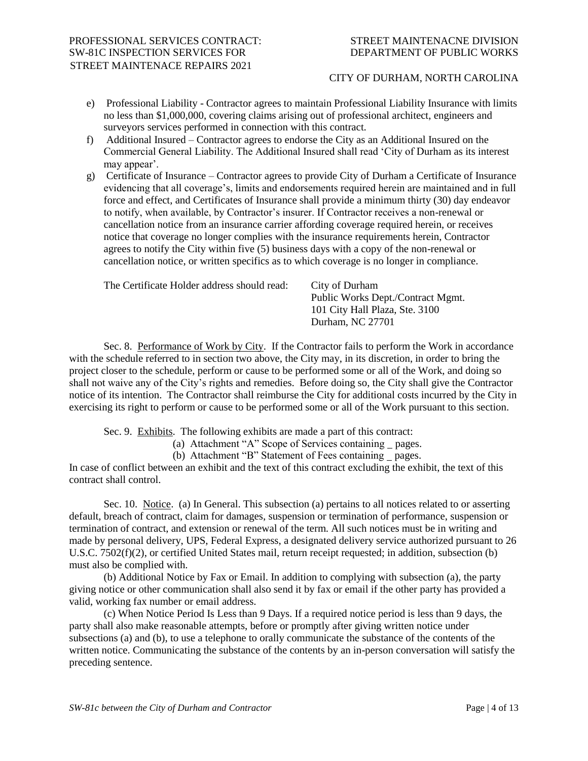e) Professional Liability - Contractor agrees to maintain Professional Liability Insurance with limits no less than $1,000,000, covering claims arising out of professional architect, engineers and surveyors services performed in connection with this contract.

f) Additional Insured – Contractor agrees to endorse the City as an Additional Insured on the Commercial General Liability. The Additional Insured shall read 'City of Durham as its interest may appear'.

g) Certificate of Insurance – Contractor agrees to provide City of Durham a Certificate of Insurance evidencing that all coverage's, limits and endorsements required herein are maintained and in full force and effect, and Certificates of Insurance shall provide a minimum thirty (30) day endeavor to notify, when available, by Contractor's insurer. If Contractor receives a non-renewal or cancellation notice from an insurance carrier affording coverage required herein, or receives notice that coverage no longer complies with the insurance requirements herein, Contractor agrees to notify the City within five (5) business days with a copy of the non-renewal or cancellation notice, or written specifics as to which coverage is no longer in compliance.

The Certificate Holder address should read:

City of Durham
Public Works Dept./Contract Mgmt.
101 City Hall Plaza, Ste. 3100
Durham, NC 27701

Sec. 8. Performance of Work by City. If the Contractor fails to perform the Work in accordance with the schedule referred to in section two above, the City may, in its discretion, in order to bring the project closer to the schedule, perform or cause to be performed some or all of the Work, and doing so shall not waive any of the City's rights and remedies. Before doing so, the City shall give the Contractor notice of its intention. The Contractor shall reimburse the City for additional costs incurred by the City in exercising its right to perform or cause to be performed some or all of the Work pursuant to this section.

Sec. 9. Exhibits. The following exhibits are made a part of this contract:

(a) Attachment "A" Scope of Services containing _ pages.
(b) Attachment "B" Statement of Fees containing _ pages.

In case of conflict between an exhibit and the text of this contract excluding the exhibit, the text of this contract shall control.

Sec. 10. Notice. (a) In General. This subsection (a) pertains to all notices related to or asserting default, breach of contract, claim for damages, suspension or termination of performance, suspension or termination of contract, and extension or renewal of the term. All such notices must be in writing and made by personal delivery, UPS, Federal Express, a designated delivery service authorized pursuant to 26 U.S.C. 7502(f)(2), or certified United States mail, return receipt requested; in addition, subsection (b) must also be complied with.

(b) Additional Notice by Fax or Email. In addition to complying with subsection (a), the party giving notice or other communication shall also send it by fax or email if the other party has provided a valid, working fax number or email address.

(c) When Notice Period Is Less than 9 Days. If a required notice period is less than 9 days, the party shall also make reasonable attempts, before or promptly after giving written notice under subsections (a) and (b), to use a telephone to orally communicate the substance of the contents of the written notice. Communicating the substance of the contents by an in-person conversation will satisfy the preceding sentence.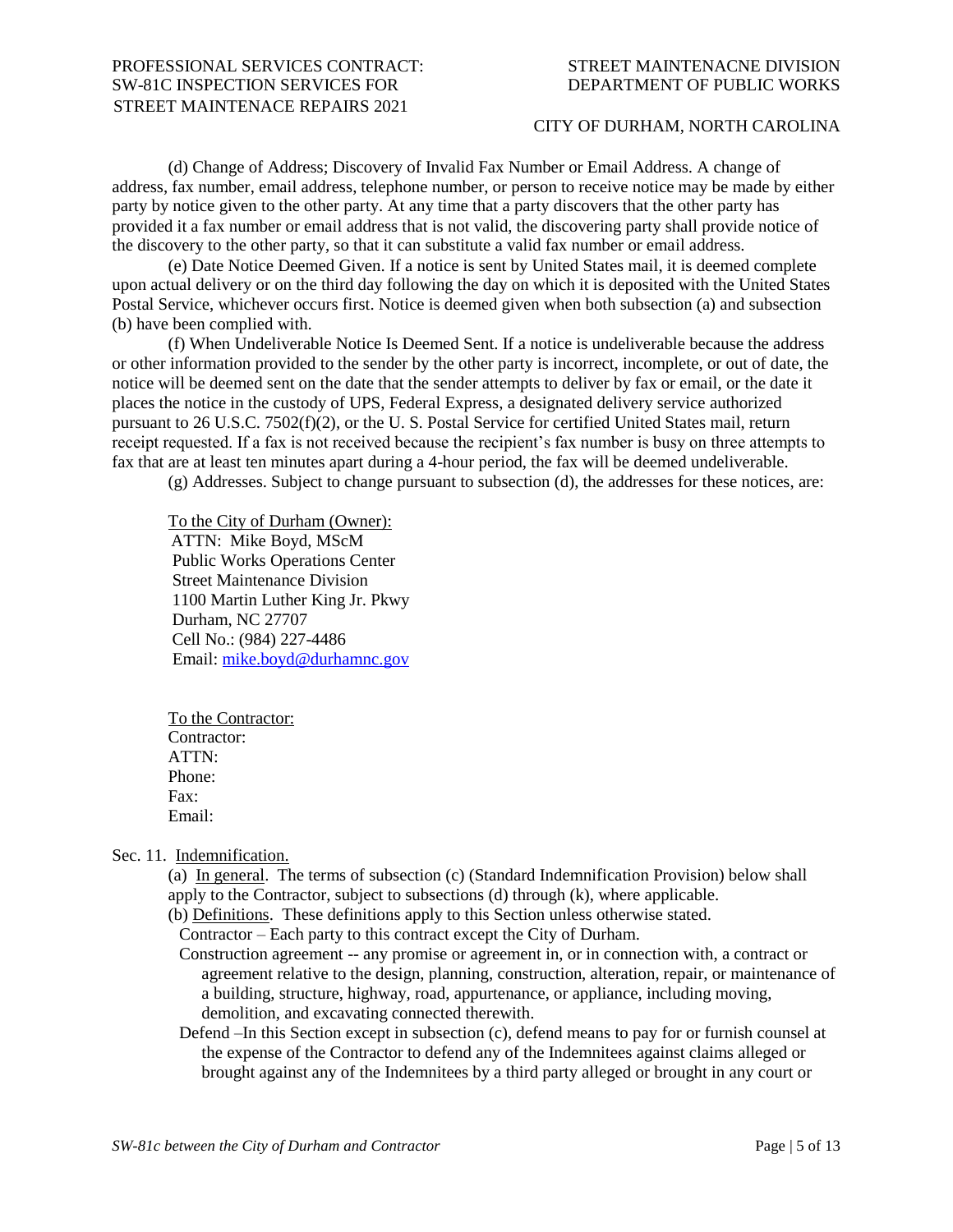(d) Change of Address; Discovery of Invalid Fax Number or Email Address. A change of address, fax number, email address, telephone number, or person to receive notice may be made by either party by notice given to the other party. At any time that a party discovers that the other party has provided it a fax number or email address that is not valid, the discovering party shall provide notice of the discovery to the other party, so that it can substitute a valid fax number or email address.

(e) Date Notice Deemed Given. If a notice is sent by United States mail, it is deemed complete upon actual delivery or on the third day following the day on which it is deposited with the United States Postal Service, whichever occurs first. Notice is deemed given when both subsection (a) and subsection (b) have been complied with.

(f) When Undeliverable Notice Is Deemed Sent. If a notice is undeliverable because the address or other information provided to the sender by the other party is incorrect, incomplete, or out of date, the notice will be deemed sent on the date that the sender attempts to deliver by fax or email, or the date it places the notice in the custody of UPS, Federal Express, a designated delivery service authorized pursuant to 26 U.S.C. 7502(f)(2), or the U. S. Postal Service for certified United States mail, return receipt requested. If a fax is not received because the recipient's fax number is busy on three attempts to fax that are at least ten minutes apart during a 4-hour period, the fax will be deemed undeliverable.

(g) Addresses. Subject to change pursuant to subsection (d), the addresses for these notices, are:

To the City of Durham (Owner):
ATTN: Mike Boyd, MScM
Public Works Operations Center
Street Maintenance Division
1100 Martin Luther King Jr. Pkwy
Durham, NC 27707
Cell No.: (984) 227-4486
Email: mike.boyd@durhamnc.gov

To the Contractor:
Contractor:
ATTN:
Phone:
Fax:
Email:

Sec. 11. Indemnification.

(a) In general. The terms of subsection (c) (Standard Indemnification Provision) below shall apply to the Contractor, subject to subsections (d) through (k), where applicable.

(b) Definitions. These definitions apply to this Section unless otherwise stated.

Contractor – Each party to this contract except the City of Durham.

Construction agreement -- any promise or agreement in, or in connection with, a contract or agreement relative to the design, planning, construction, alteration, repair, or maintenance of a building, structure, highway, road, appurtenance, or appliance, including moving, demolition, and excavating connected therewith.

Defend –In this Section except in subsection (c), defend means to pay for or furnish counsel at the expense of the Contractor to defend any of the Indemnitees against claims alleged or brought against any of the Indemnitees by a third party alleged or brought in any court or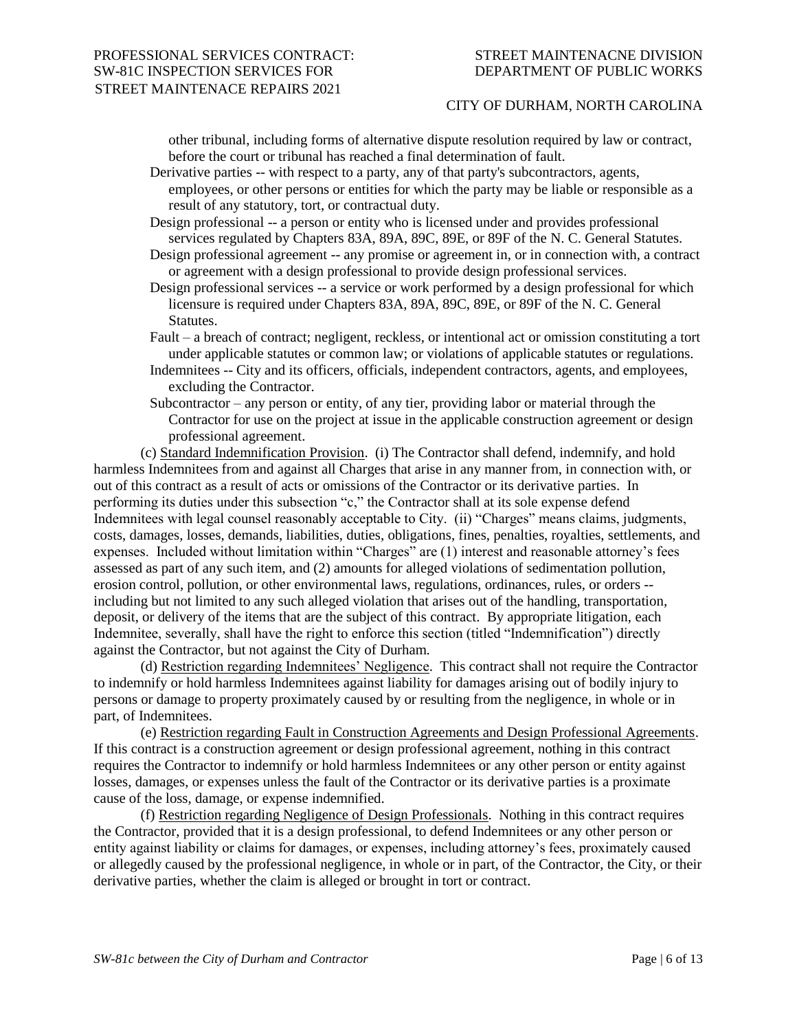other tribunal, including forms of alternative dispute resolution required by law or contract, before the court or tribunal has reached a final determination of fault.

Derivative parties -- with respect to a party, any of that party's subcontractors, agents, employees, or other persons or entities for which the party may be liable or responsible as a result of any statutory, tort, or contractual duty.

Design professional -- a person or entity who is licensed under and provides professional services regulated by Chapters 83A, 89A, 89C, 89E, or 89F of the N. C. General Statutes.

Design professional agreement -- any promise or agreement in, or in connection with, a contract or agreement with a design professional to provide design professional services.

Design professional services -- a service or work performed by a design professional for which licensure is required under Chapters 83A, 89A, 89C, 89E, or 89F of the N. C. General Statutes.

Fault – a breach of contract; negligent, reckless, or intentional act or omission constituting a tort under applicable statutes or common law; or violations of applicable statutes or regulations.

Indemnitees -- City and its officers, officials, independent contractors, agents, and employees, excluding the Contractor.

Subcontractor – any person or entity, of any tier, providing labor or material through the Contractor for use on the project at issue in the applicable construction agreement or design professional agreement.

(c) Standard Indemnification Provision. (i) The Contractor shall defend, indemnify, and hold harmless Indemnitees from and against all Charges that arise in any manner from, in connection with, or out of this contract as a result of acts or omissions of the Contractor or its derivative parties. In performing its duties under this subsection "c," the Contractor shall at its sole expense defend Indemnitees with legal counsel reasonably acceptable to City. (ii) "Charges" means claims, judgments, costs, damages, losses, demands, liabilities, duties, obligations, fines, penalties, royalties, settlements, and expenses. Included without limitation within "Charges" are (1) interest and reasonable attorney's fees assessed as part of any such item, and (2) amounts for alleged violations of sedimentation pollution, erosion control, pollution, or other environmental laws, regulations, ordinances, rules, or orders -- including but not limited to any such alleged violation that arises out of the handling, transportation, deposit, or delivery of the items that are the subject of this contract. By appropriate litigation, each Indemnitee, severally, shall have the right to enforce this section (titled "Indemnification") directly against the Contractor, but not against the City of Durham.

(d) Restriction regarding Indemnitees' Negligence. This contract shall not require the Contractor to indemnify or hold harmless Indemnitees against liability for damages arising out of bodily injury to persons or damage to property proximately caused by or resulting from the negligence, in whole or in part, of Indemnitees.

(e) Restriction regarding Fault in Construction Agreements and Design Professional Agreements. If this contract is a construction agreement or design professional agreement, nothing in this contract requires the Contractor to indemnify or hold harmless Indemnitees or any other person or entity against losses, damages, or expenses unless the fault of the Contractor or its derivative parties is a proximate cause of the loss, damage, or expense indemnified.

(f) Restriction regarding Negligence of Design Professionals. Nothing in this contract requires the Contractor, provided that it is a design professional, to defend Indemnitees or any other person or entity against liability or claims for damages, or expenses, including attorney's fees, proximately caused or allegedly caused by the professional negligence, in whole or in part, of the Contractor, the City, or their derivative parties, whether the claim is alleged or brought in tort or contract.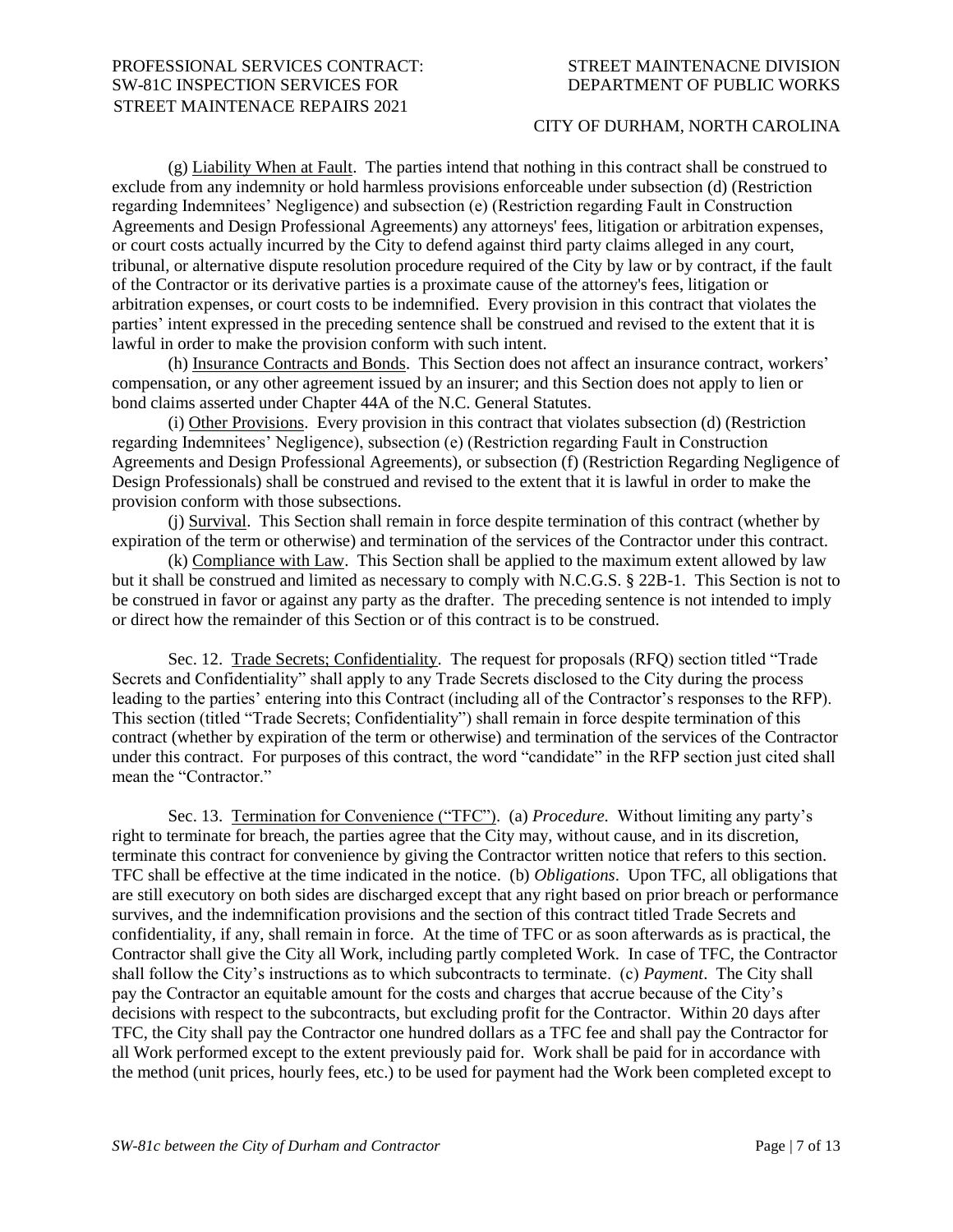(g) Liability When at Fault. The parties intend that nothing in this contract shall be construed to exclude from any indemnity or hold harmless provisions enforceable under subsection (d) (Restriction regarding Indemnitees' Negligence) and subsection (e) (Restriction regarding Fault in Construction Agreements and Design Professional Agreements) any attorneys' fees, litigation or arbitration expenses, or court costs actually incurred by the City to defend against third party claims alleged in any court, tribunal, or alternative dispute resolution procedure required of the City by law or by contract, if the fault of the Contractor or its derivative parties is a proximate cause of the attorney's fees, litigation or arbitration expenses, or court costs to be indemnified. Every provision in this contract that violates the parties' intent expressed in the preceding sentence shall be construed and revised to the extent that it is lawful in order to make the provision conform with such intent.

(h) Insurance Contracts and Bonds. This Section does not affect an insurance contract, workers' compensation, or any other agreement issued by an insurer; and this Section does not apply to lien or bond claims asserted under Chapter 44A of the N.C. General Statutes.

(i) Other Provisions. Every provision in this contract that violates subsection (d) (Restriction regarding Indemnitees' Negligence), subsection (e) (Restriction regarding Fault in Construction Agreements and Design Professional Agreements), or subsection (f) (Restriction Regarding Negligence of Design Professionals) shall be construed and revised to the extent that it is lawful in order to make the provision conform with those subsections.

(j) Survival. This Section shall remain in force despite termination of this contract (whether by expiration of the term or otherwise) and termination of the services of the Contractor under this contract.

(k) Compliance with Law. This Section shall be applied to the maximum extent allowed by law but it shall be construed and limited as necessary to comply with N.C.G.S. § 22B-1. This Section is not to be construed in favor or against any party as the drafter. The preceding sentence is not intended to imply or direct how the remainder of this Section or of this contract is to be construed.

Sec. 12. Trade Secrets; Confidentiality. The request for proposals (RFQ) section titled "Trade Secrets and Confidentiality" shall apply to any Trade Secrets disclosed to the City during the process leading to the parties' entering into this Contract (including all of the Contractor's responses to the RFP). This section (titled "Trade Secrets; Confidentiality") shall remain in force despite termination of this contract (whether by expiration of the term or otherwise) and termination of the services of the Contractor under this contract. For purposes of this contract, the word "candidate" in the RFP section just cited shall mean the "Contractor."

Sec. 13. Termination for Convenience ("TFC"). (a) *Procedure*. Without limiting any party's right to terminate for breach, the parties agree that the City may, without cause, and in its discretion, terminate this contract for convenience by giving the Contractor written notice that refers to this section. TFC shall be effective at the time indicated in the notice. (b) *Obligations*. Upon TFC, all obligations that are still executory on both sides are discharged except that any right based on prior breach or performance survives, and the indemnification provisions and the section of this contract titled Trade Secrets and confidentiality, if any, shall remain in force. At the time of TFC or as soon afterwards as is practical, the Contractor shall give the City all Work, including partly completed Work. In case of TFC, the Contractor shall follow the City's instructions as to which subcontracts to terminate. (c) *Payment*. The City shall pay the Contractor an equitable amount for the costs and charges that accrue because of the City's decisions with respect to the subcontracts, but excluding profit for the Contractor. Within 20 days after TFC, the City shall pay the Contractor one hundred dollars as a TFC fee and shall pay the Contractor for all Work performed except to the extent previously paid for. Work shall be paid for in accordance with the method (unit prices, hourly fees, etc.) to be used for payment had the Work been completed except to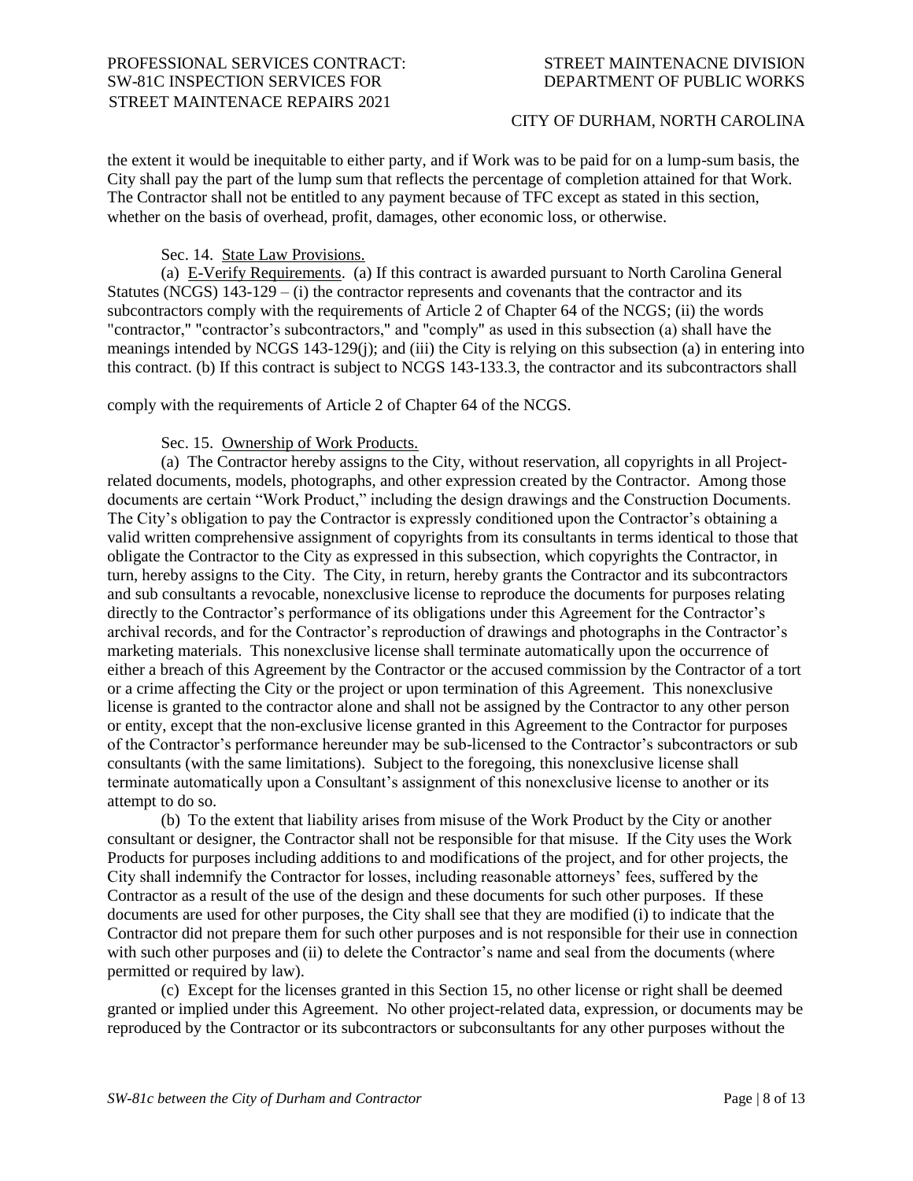the extent it would be inequitable to either party, and if Work was to be paid for on a lump-sum basis, the City shall pay the part of the lump sum that reflects the percentage of completion attained for that Work. The Contractor shall not be entitled to any payment because of TFC except as stated in this section, whether on the basis of overhead, profit, damages, other economic loss, or otherwise.

Sec. 14. State Law Provisions.

(a) E-Verify Requirements. (a) If this contract is awarded pursuant to North Carolina General Statutes (NCGS) 143-129 – (i) the contractor represents and covenants that the contractor and its subcontractors comply with the requirements of Article 2 of Chapter 64 of the NCGS; (ii) the words "contractor," "contractor's subcontractors," and "comply" as used in this subsection (a) shall have the meanings intended by NCGS 143-129(j); and (iii) the City is relying on this subsection (a) in entering into this contract. (b) If this contract is subject to NCGS 143-133.3, the contractor and its subcontractors shall

comply with the requirements of Article 2 of Chapter 64 of the NCGS.

Sec. 15. Ownership of Work Products.

(a) The Contractor hereby assigns to the City, without reservation, all copyrights in all Project-related documents, models, photographs, and other expression created by the Contractor. Among those documents are certain "Work Product," including the design drawings and the Construction Documents. The City's obligation to pay the Contractor is expressly conditioned upon the Contractor's obtaining a valid written comprehensive assignment of copyrights from its consultants in terms identical to those that obligate the Contractor to the City as expressed in this subsection, which copyrights the Contractor, in turn, hereby assigns to the City. The City, in return, hereby grants the Contractor and its subcontractors and sub consultants a revocable, nonexclusive license to reproduce the documents for purposes relating directly to the Contractor's performance of its obligations under this Agreement for the Contractor's archival records, and for the Contractor's reproduction of drawings and photographs in the Contractor's marketing materials. This nonexclusive license shall terminate automatically upon the occurrence of either a breach of this Agreement by the Contractor or the accused commission by the Contractor of a tort or a crime affecting the City or the project or upon termination of this Agreement. This nonexclusive license is granted to the contractor alone and shall not be assigned by the Contractor to any other person or entity, except that the non-exclusive license granted in this Agreement to the Contractor for purposes of the Contractor's performance hereunder may be sub-licensed to the Contractor's subcontractors or sub consultants (with the same limitations). Subject to the foregoing, this nonexclusive license shall terminate automatically upon a Consultant's assignment of this nonexclusive license to another or its attempt to do so.

(b) To the extent that liability arises from misuse of the Work Product by the City or another consultant or designer, the Contractor shall not be responsible for that misuse. If the City uses the Work Products for purposes including additions to and modifications of the project, and for other projects, the City shall indemnify the Contractor for losses, including reasonable attorneys' fees, suffered by the Contractor as a result of the use of the design and these documents for such other purposes. If these documents are used for other purposes, the City shall see that they are modified (i) to indicate that the Contractor did not prepare them for such other purposes and is not responsible for their use in connection with such other purposes and (ii) to delete the Contractor's name and seal from the documents (where permitted or required by law).

(c) Except for the licenses granted in this Section 15, no other license or right shall be deemed granted or implied under this Agreement. No other project-related data, expression, or documents may be reproduced by the Contractor or its subcontractors or subconsultants for any other purposes without the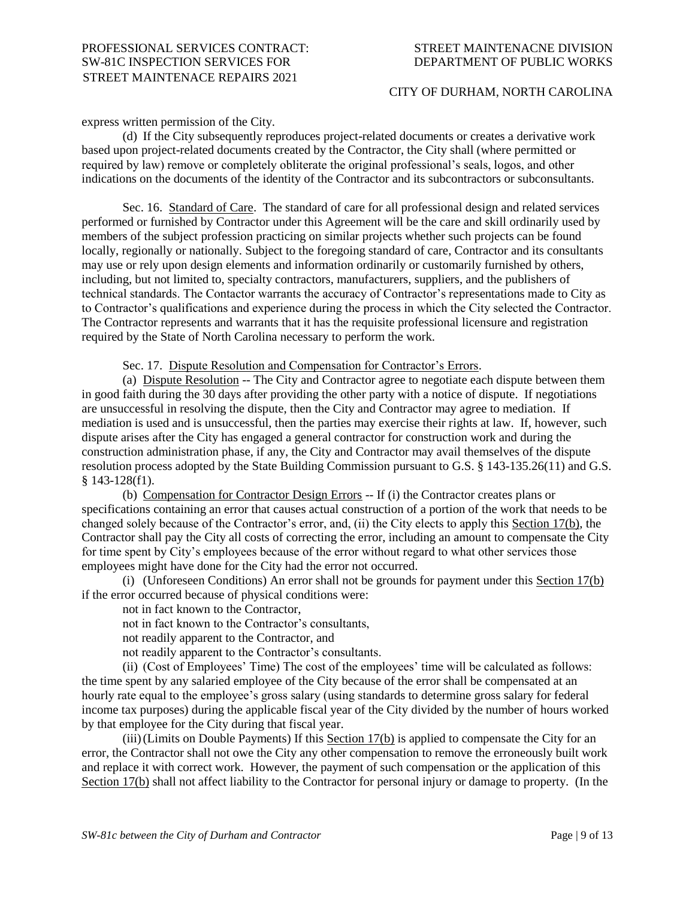express written permission of the City.

(d) If the City subsequently reproduces project-related documents or creates a derivative work based upon project-related documents created by the Contractor, the City shall (where permitted or required by law) remove or completely obliterate the original professional's seals, logos, and other indications on the documents of the identity of the Contractor and its subcontractors or subconsultants.

Sec. 16. Standard of Care. The standard of care for all professional design and related services performed or furnished by Contractor under this Agreement will be the care and skill ordinarily used by members of the subject profession practicing on similar projects whether such projects can be found locally, regionally or nationally. Subject to the foregoing standard of care, Contractor and its consultants may use or rely upon design elements and information ordinarily or customarily furnished by others, including, but not limited to, specialty contractors, manufacturers, suppliers, and the publishers of technical standards. The Contactor warrants the accuracy of Contractor's representations made to City as to Contractor's qualifications and experience during the process in which the City selected the Contractor. The Contractor represents and warrants that it has the requisite professional licensure and registration required by the State of North Carolina necessary to perform the work.

Sec. 17. Dispute Resolution and Compensation for Contractor's Errors.

(a) Dispute Resolution -- The City and Contractor agree to negotiate each dispute between them in good faith during the 30 days after providing the other party with a notice of dispute. If negotiations are unsuccessful in resolving the dispute, then the City and Contractor may agree to mediation. If mediation is used and is unsuccessful, then the parties may exercise their rights at law. If, however, such dispute arises after the City has engaged a general contractor for construction work and during the construction administration phase, if any, the City and Contractor may avail themselves of the dispute resolution process adopted by the State Building Commission pursuant to G.S. § 143-135.26(11) and G.S. § 143-128(f1).

(b) Compensation for Contractor Design Errors -- If (i) the Contractor creates plans or specifications containing an error that causes actual construction of a portion of the work that needs to be changed solely because of the Contractor's error, and, (ii) the City elects to apply this Section 17(b), the Contractor shall pay the City all costs of correcting the error, including an amount to compensate the City for time spent by City's employees because of the error without regard to what other services those employees might have done for the City had the error not occurred.

(i) (Unforeseen Conditions) An error shall not be grounds for payment under this Section 17(b) if the error occurred because of physical conditions were:

not in fact known to the Contractor,

not in fact known to the Contractor's consultants,

not readily apparent to the Contractor, and

not readily apparent to the Contractor's consultants.

(ii) (Cost of Employees' Time) The cost of the employees' time will be calculated as follows: the time spent by any salaried employee of the City because of the error shall be compensated at an hourly rate equal to the employee's gross salary (using standards to determine gross salary for federal income tax purposes) during the applicable fiscal year of the City divided by the number of hours worked by that employee for the City during that fiscal year.

(iii) (Limits on Double Payments) If this Section 17(b) is applied to compensate the City for an error, the Contractor shall not owe the City any other compensation to remove the erroneously built work and replace it with correct work. However, the payment of such compensation or the application of this Section 17(b) shall not affect liability to the Contractor for personal injury or damage to property. (In the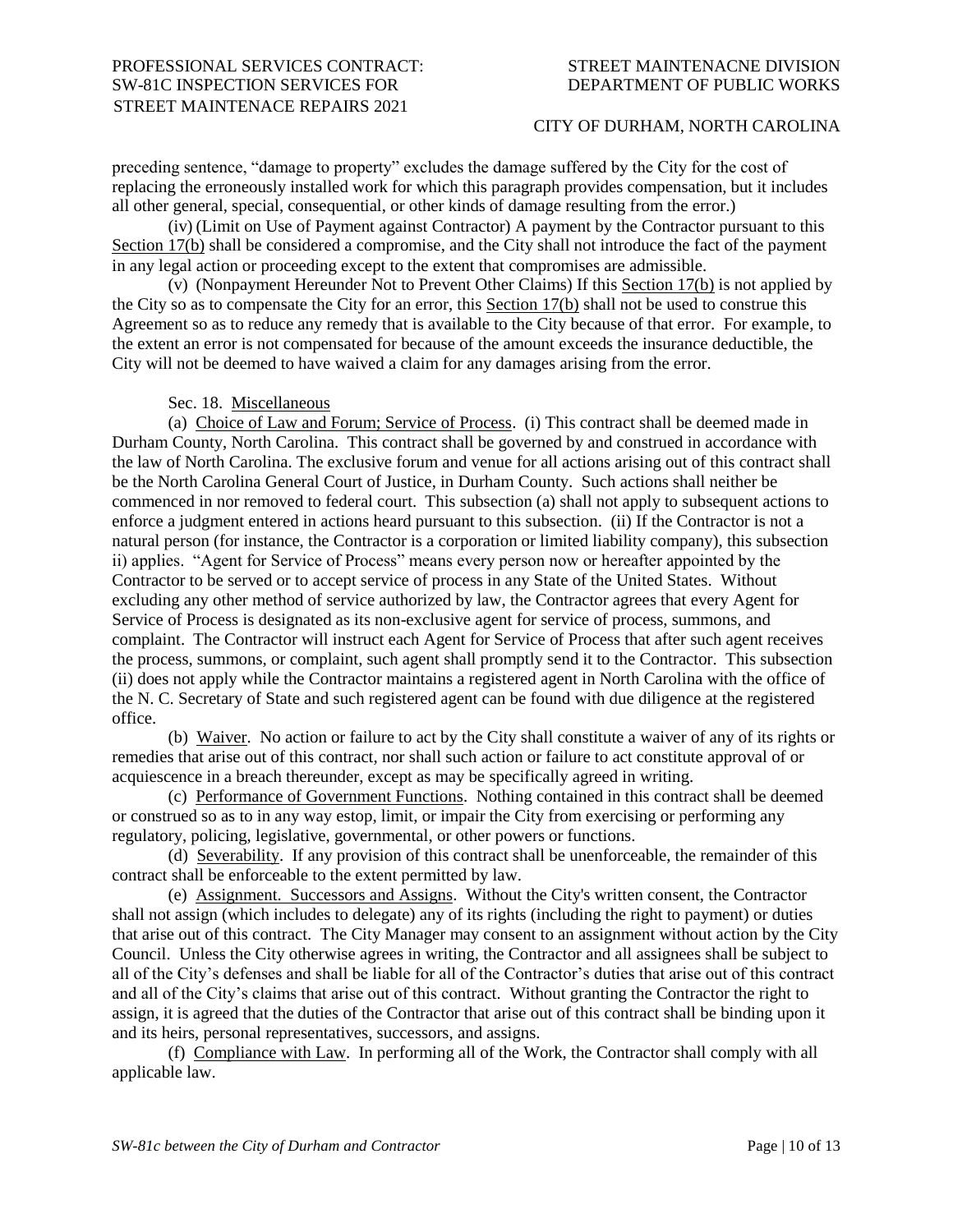preceding sentence, "damage to property" excludes the damage suffered by the City for the cost of replacing the erroneously installed work for which this paragraph provides compensation, but it includes all other general, special, consequential, or other kinds of damage resulting from the error.)

(iv) (Limit on Use of Payment against Contractor) A payment by the Contractor pursuant to this Section 17(b) shall be considered a compromise, and the City shall not introduce the fact of the payment in any legal action or proceeding except to the extent that compromises are admissible.

(v) (Nonpayment Hereunder Not to Prevent Other Claims) If this Section 17(b) is not applied by the City so as to compensate the City for an error, this Section 17(b) shall not be used to construe this Agreement so as to reduce any remedy that is available to the City because of that error. For example, to the extent an error is not compensated for because of the amount exceeds the insurance deductible, the City will not be deemed to have waived a claim for any damages arising from the error.

Sec. 18. Miscellaneous

(a) Choice of Law and Forum; Service of Process. (i) This contract shall be deemed made in Durham County, North Carolina. This contract shall be governed by and construed in accordance with the law of North Carolina. The exclusive forum and venue for all actions arising out of this contract shall be the North Carolina General Court of Justice, in Durham County. Such actions shall neither be commenced in nor removed to federal court. This subsection (a) shall not apply to subsequent actions to enforce a judgment entered in actions heard pursuant to this subsection. (ii) If the Contractor is not a natural person (for instance, the Contractor is a corporation or limited liability company), this subsection ii) applies. "Agent for Service of Process" means every person now or hereafter appointed by the Contractor to be served or to accept service of process in any State of the United States. Without excluding any other method of service authorized by law, the Contractor agrees that every Agent for Service of Process is designated as its non-exclusive agent for service of process, summons, and complaint. The Contractor will instruct each Agent for Service of Process that after such agent receives the process, summons, or complaint, such agent shall promptly send it to the Contractor. This subsection (ii) does not apply while the Contractor maintains a registered agent in North Carolina with the office of the N. C. Secretary of State and such registered agent can be found with due diligence at the registered office.

(b) Waiver. No action or failure to act by the City shall constitute a waiver of any of its rights or remedies that arise out of this contract, nor shall such action or failure to act constitute approval of or acquiescence in a breach thereunder, except as may be specifically agreed in writing.

(c) Performance of Government Functions. Nothing contained in this contract shall be deemed or construed so as to in any way estop, limit, or impair the City from exercising or performing any regulatory, policing, legislative, governmental, or other powers or functions.

(d) Severability. If any provision of this contract shall be unenforceable, the remainder of this contract shall be enforceable to the extent permitted by law.

(e) Assignment. Successors and Assigns. Without the City's written consent, the Contractor shall not assign (which includes to delegate) any of its rights (including the right to payment) or duties that arise out of this contract. The City Manager may consent to an assignment without action by the City Council. Unless the City otherwise agrees in writing, the Contractor and all assignees shall be subject to all of the City's defenses and shall be liable for all of the Contractor's duties that arise out of this contract and all of the City's claims that arise out of this contract. Without granting the Contractor the right to assign, it is agreed that the duties of the Contractor that arise out of this contract shall be binding upon it and its heirs, personal representatives, successors, and assigns.

(f) Compliance with Law. In performing all of the Work, the Contractor shall comply with all applicable law.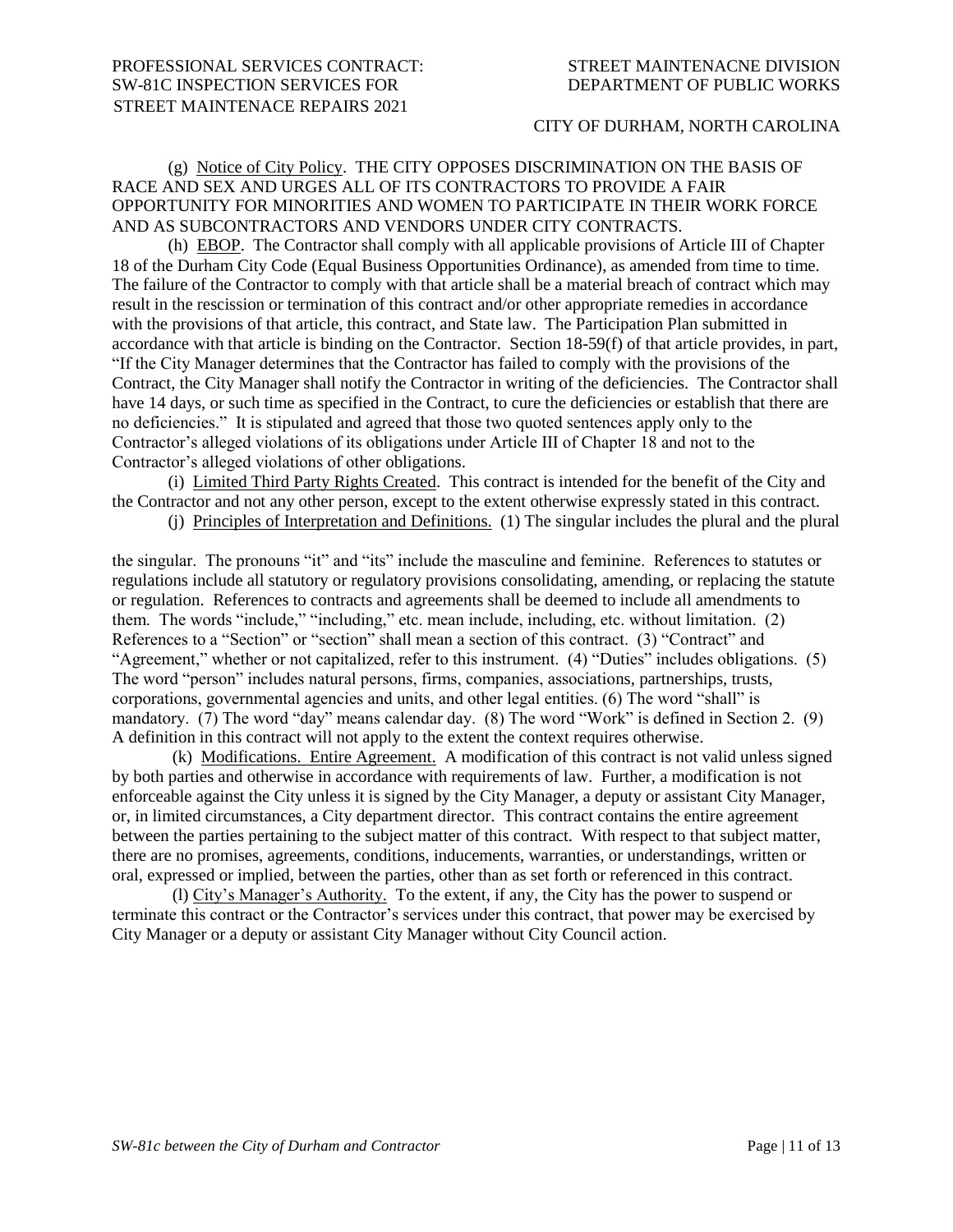(g) Notice of City Policy. THE CITY OPPOSES DISCRIMINATION ON THE BASIS OF RACE AND SEX AND URGES ALL OF ITS CONTRACTORS TO PROVIDE A FAIR OPPORTUNITY FOR MINORITIES AND WOMEN TO PARTICIPATE IN THEIR WORK FORCE AND AS SUBCONTRACTORS AND VENDORS UNDER CITY CONTRACTS.

(h) EBOP. The Contractor shall comply with all applicable provisions of Article III of Chapter 18 of the Durham City Code (Equal Business Opportunities Ordinance), as amended from time to time. The failure of the Contractor to comply with that article shall be a material breach of contract which may result in the rescission or termination of this contract and/or other appropriate remedies in accordance with the provisions of that article, this contract, and State law. The Participation Plan submitted in accordance with that article is binding on the Contractor. Section 18-59(f) of that article provides, in part, "If the City Manager determines that the Contractor has failed to comply with the provisions of the Contract, the City Manager shall notify the Contractor in writing of the deficiencies. The Contractor shall have 14 days, or such time as specified in the Contract, to cure the deficiencies or establish that there are no deficiencies." It is stipulated and agreed that those two quoted sentences apply only to the Contractor's alleged violations of its obligations under Article III of Chapter 18 and not to the Contractor's alleged violations of other obligations.

(i) Limited Third Party Rights Created. This contract is intended for the benefit of the City and the Contractor and not any other person, except to the extent otherwise expressly stated in this contract.

(j) Principles of Interpretation and Definitions. (1) The singular includes the plural and the plural the singular. The pronouns "it" and "its" include the masculine and feminine. References to statutes or regulations include all statutory or regulatory provisions consolidating, amending, or replacing the statute or regulation. References to contracts and agreements shall be deemed to include all amendments to them. The words "include," "including," etc. mean include, including, etc. without limitation. (2) References to a "Section" or "section" shall mean a section of this contract. (3) "Contract" and "Agreement," whether or not capitalized, refer to this instrument. (4) "Duties" includes obligations. (5) The word "person" includes natural persons, firms, companies, associations, partnerships, trusts, corporations, governmental agencies and units, and other legal entities. (6) The word "shall" is mandatory. (7) The word "day" means calendar day. (8) The word "Work" is defined in Section 2. (9) A definition in this contract will not apply to the extent the context requires otherwise.

(k) Modifications. Entire Agreement. A modification of this contract is not valid unless signed by both parties and otherwise in accordance with requirements of law. Further, a modification is not enforceable against the City unless it is signed by the City Manager, a deputy or assistant City Manager, or, in limited circumstances, a City department director. This contract contains the entire agreement between the parties pertaining to the subject matter of this contract. With respect to that subject matter, there are no promises, agreements, conditions, inducements, warranties, or understandings, written or oral, expressed or implied, between the parties, other than as set forth or referenced in this contract.

(l) City's Manager's Authority. To the extent, if any, the City has the power to suspend or terminate this contract or the Contractor's services under this contract, that power may be exercised by City Manager or a deputy or assistant City Manager without City Council action.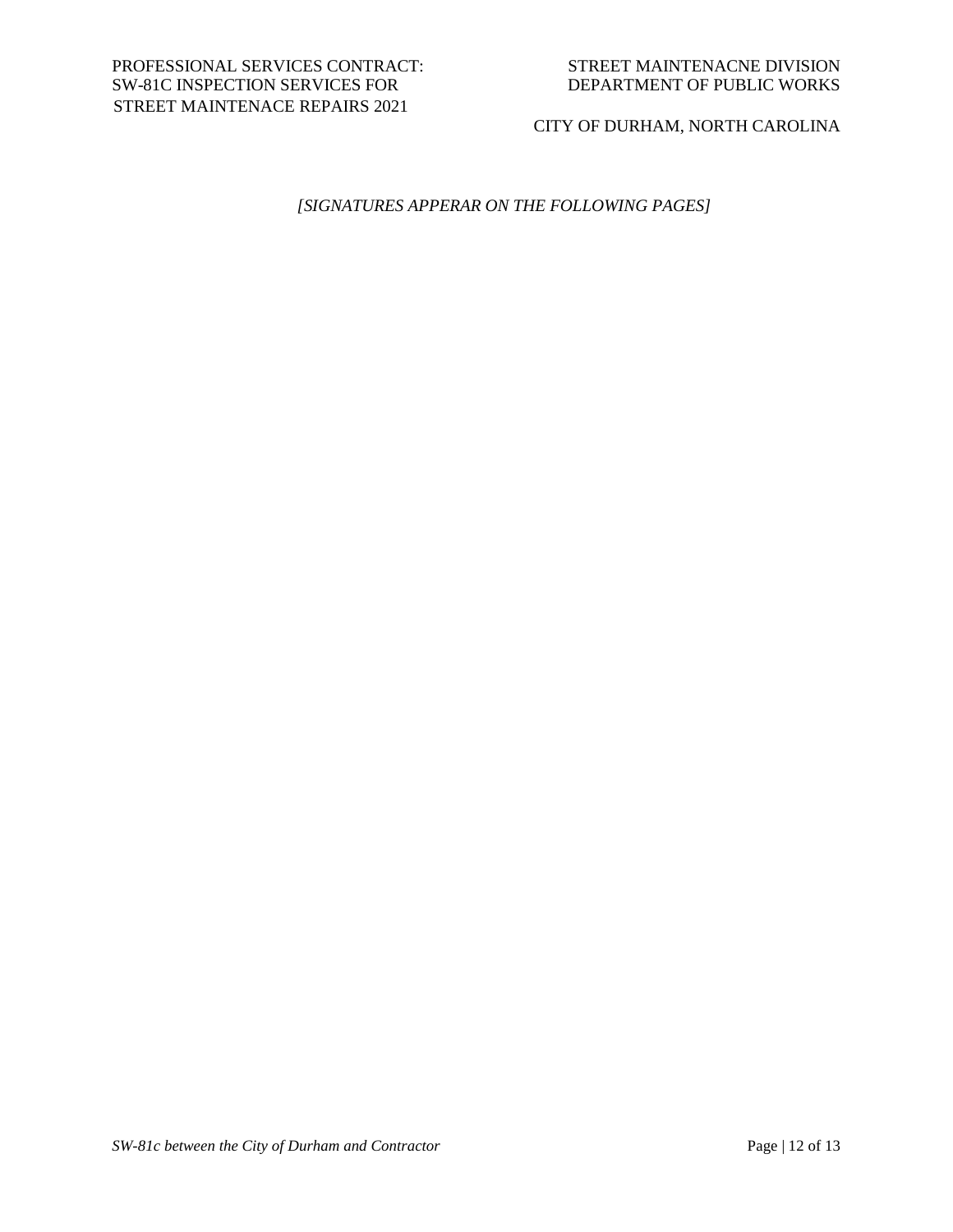*[SIGNATURES APPERAR ON THE FOLLOWING PAGES]*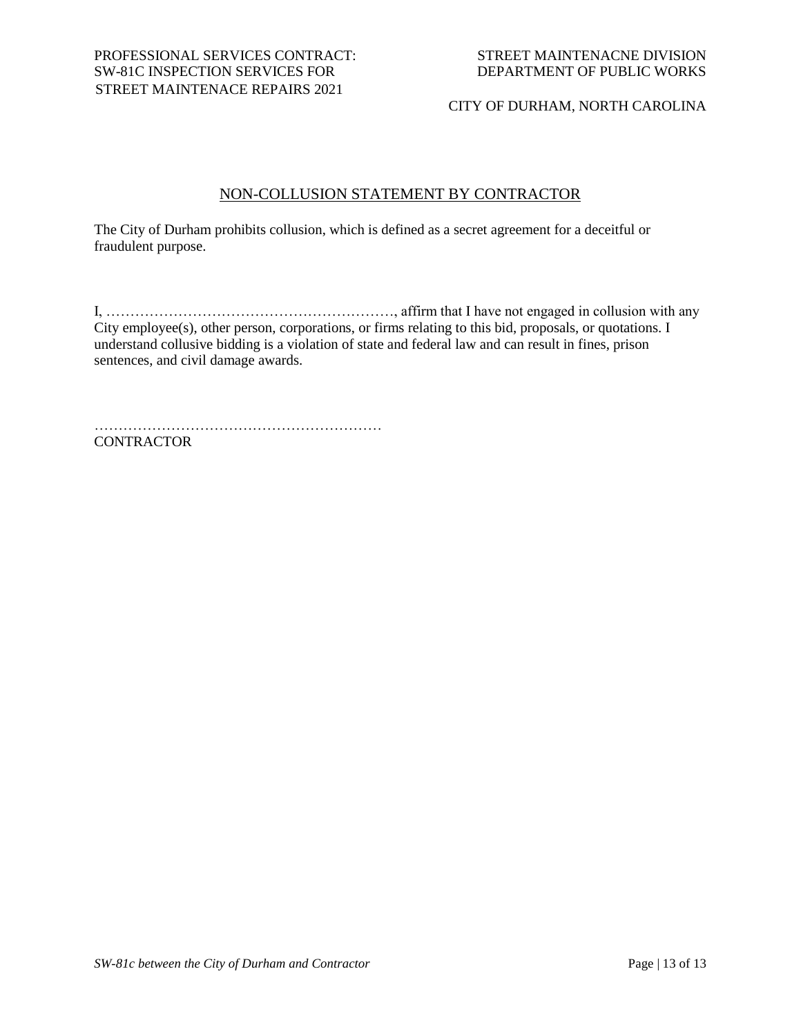## NON-COLLUSION STATEMENT BY CONTRACTOR

The City of Durham prohibits collusion, which is defined as a secret agreement for a deceitful or fraudulent purpose.

I, ……………………………………………………, affirm that I have not engaged in collusion with any City employee(s), other person, corporations, or firms relating to this bid, proposals, or quotations. I understand collusive bidding is a violation of state and federal law and can result in fines, prison sentences, and civil damage awards.

……………………………………………………
CONTRACTOR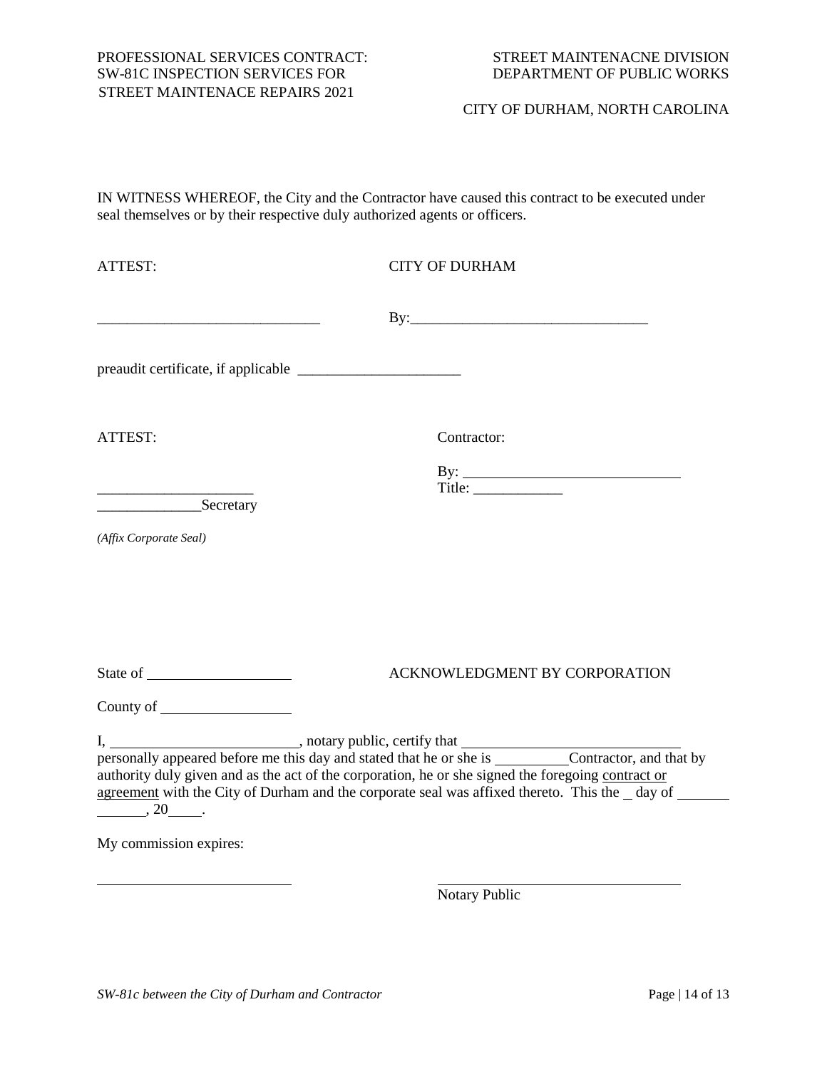IN WITNESS WHEREOF, the City and the Contractor have caused this contract to be executed under seal themselves or by their respective duly authorized agents or officers.

ATTEST: CITY OF DURHAM

______________________________ By:_______________________________

preaudit certificate, if applicable ______________________

ATTEST: Contractor:

By: _____________________________

Title: ____________

_____________________

______________Secretary

*(Affix Corporate Seal)*

State of ___________________ ACKNOWLEDGMENT BY CORPORATION

County of _________________

I, _________________________, notary public, certify that _____________________________ personally appeared before me this day and stated that he or she is __________Contractor, and that by authority duly given and as the act of the corporation, he or she signed the foregoing contract or agreement with the City of Durham and the corporate seal was affixed thereto. This the _ day of _______ _______, 20_____.

My commission expires:

__________________________ _________________________________

Notary Public